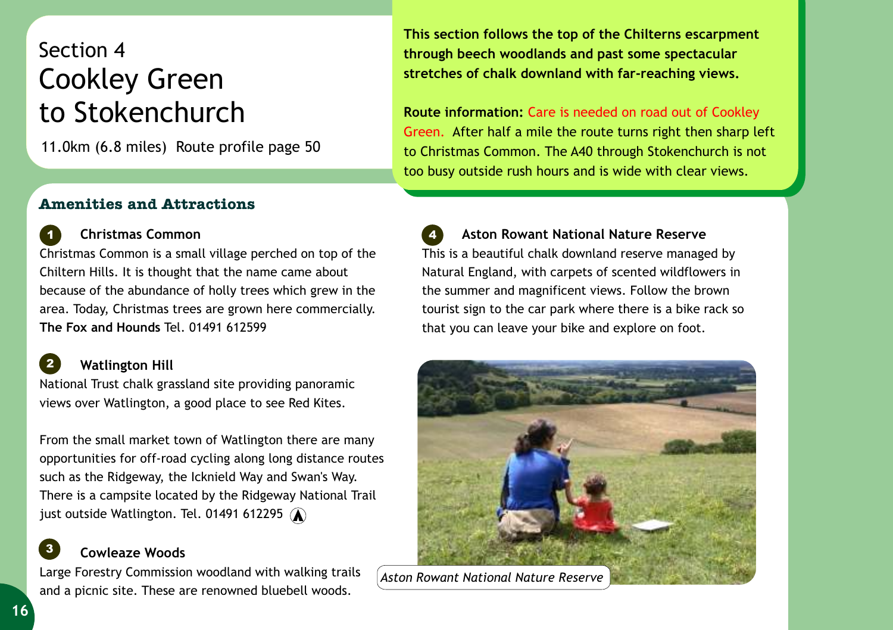# Section 4
# Cookley Green to Stokenchurch

11.0km (6.8 miles) Route profile page 50

**This section follows the top of the Chilterns escarpment through beech woodlands and past some spectacular stretches of chalk downland with far-reaching views.**

**Route information:** Care is needed on road out of Cookley Green. After half a mile the route turns right then sharp left to Christmas Common. The A40 through Stokenchurch is not too busy outside rush hours and is wide with clear views.

## Amenities and Attractions

### 1 Christmas Common

Christmas Common is a small village perched on top of the Chiltern Hills. It is thought that the name came about because of the abundance of holly trees which grew in the area. Today, Christmas trees are grown here commercially. **The Fox and Hounds** Tel. 01491 612599

### 2 Watlington Hill

National Trust chalk grassland site providing panoramic views over Watlington, a good place to see Red Kites.

From the small market town of Watlington there are many opportunities for off-road cycling along long distance routes such as the Ridgeway, the Icknield Way and Swan's Way. There is a campsite located by the Ridgeway National Trail just outside Watlington. Tel. 01491 612295

### 3 Cowleaze Woods

Large Forestry Commission woodland with walking trails and a picnic site. These are renowned bluebell woods.

### 4 Aston Rowant National Nature Reserve

This is a beautiful chalk downland reserve managed by Natural England, with carpets of scented wildflowers in the summer and magnificent views. Follow the brown tourist sign to the car park where there is a bike rack so that you can leave your bike and explore on foot.

*Aston Rowant National Nature Reserve*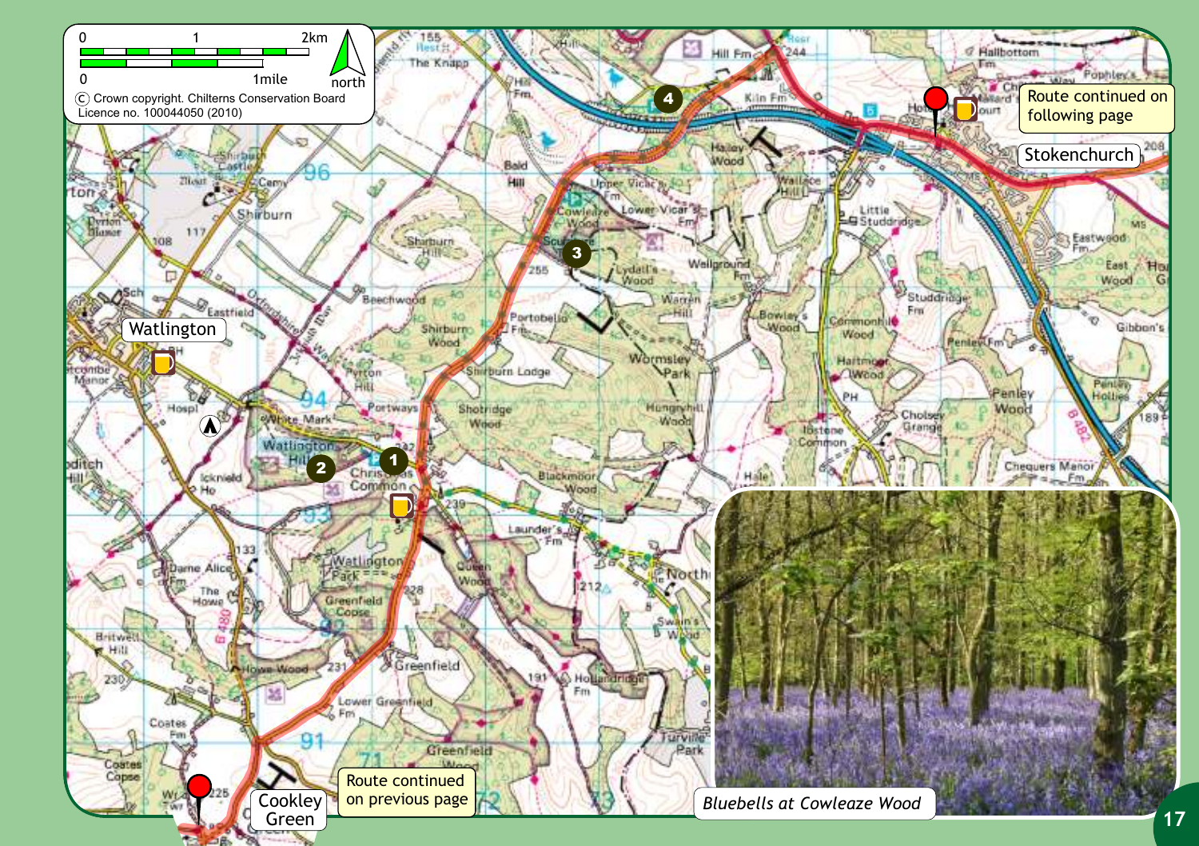0 1 2km

0 1mile

north

© Crown copyright. Chilterns Conservation Board Licence no. 100044050 (2010)

Watlington

Stokenchurch

Route continued on following page

Cookley Green

Route continued on previous page

*Bluebells at Cowleaze Wood*